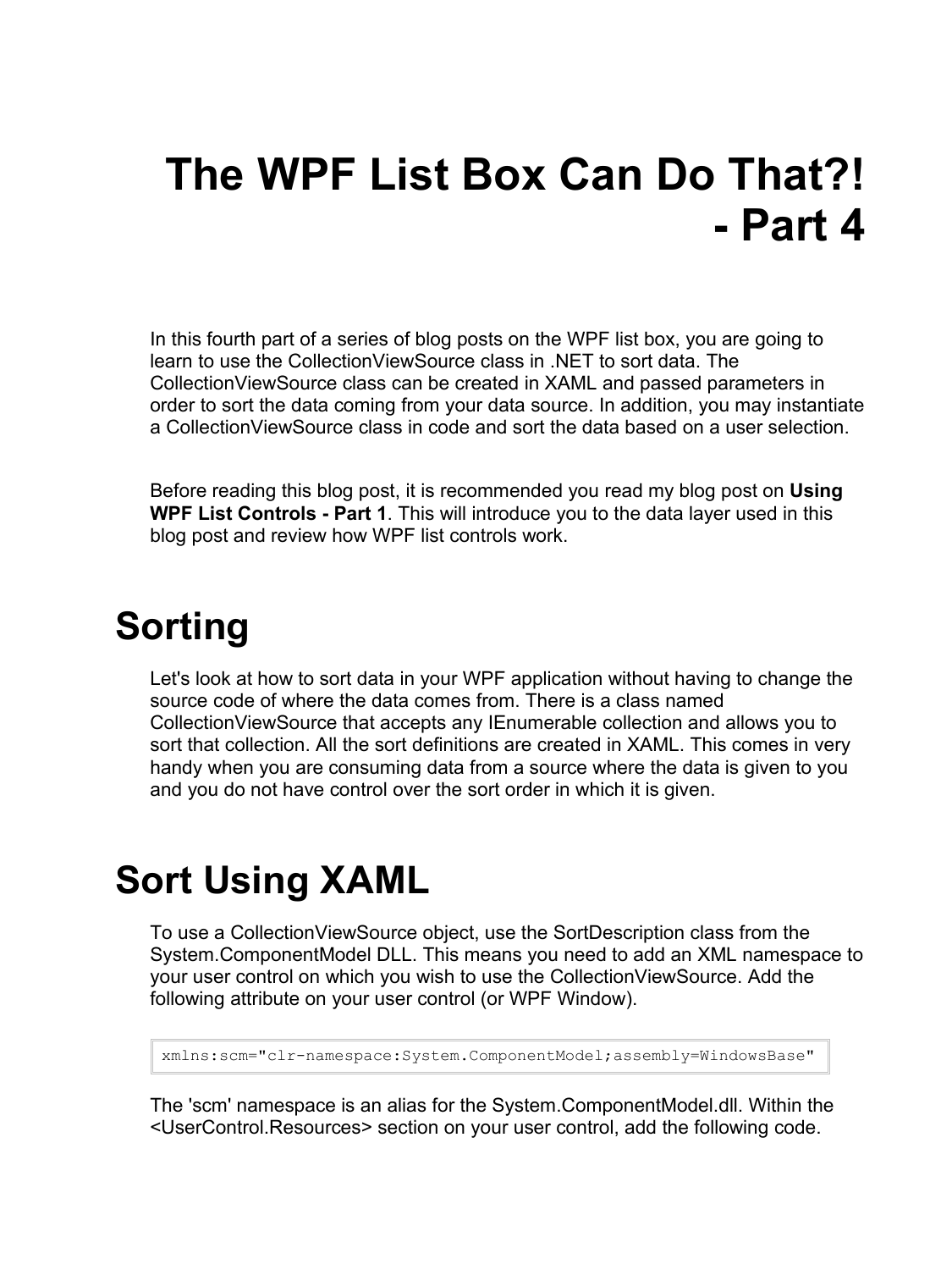# The WPF List Box Can Do That?! - Part 4

In this fourth part of a series of blog posts on the WPF list box, you are going to learn to use the CollectionViewSource class in .NET to sort data. The CollectionViewSource class can be created in XAML and passed parameters in order to sort the data coming from your data source. In addition, you may instantiate a CollectionViewSource class in code and sort the data based on a user selection.

Before reading this blog post, it is recommended you read my blog post on **Using WPF List Controls - Part 1**. This will introduce you to the data layer used in this blog post and review how WPF list controls work.

## Sorting

Let's look at how to sort data in your WPF application without having to change the source code of where the data comes from. There is a class named CollectionViewSource that accepts any IEnumerable collection and allows you to sort that collection. All the sort definitions are created in XAML. This comes in very handy when you are consuming data from a source where the data is given to you and you do not have control over the sort order in which it is given.

## Sort Using XAML

To use a CollectionViewSource object, use the SortDescription class from the System.ComponentModel DLL. This means you need to add an XML namespace to your user control on which you wish to use the CollectionViewSource. Add the following attribute on your user control (or WPF Window).

```
xmlns:scm="clr-namespace:System.ComponentModel;assembly=WindowsBase"
```

The 'scm' namespace is an alias for the System.ComponentModel.dll. Within the <UserControl.Resources> section on your user control, add the following code.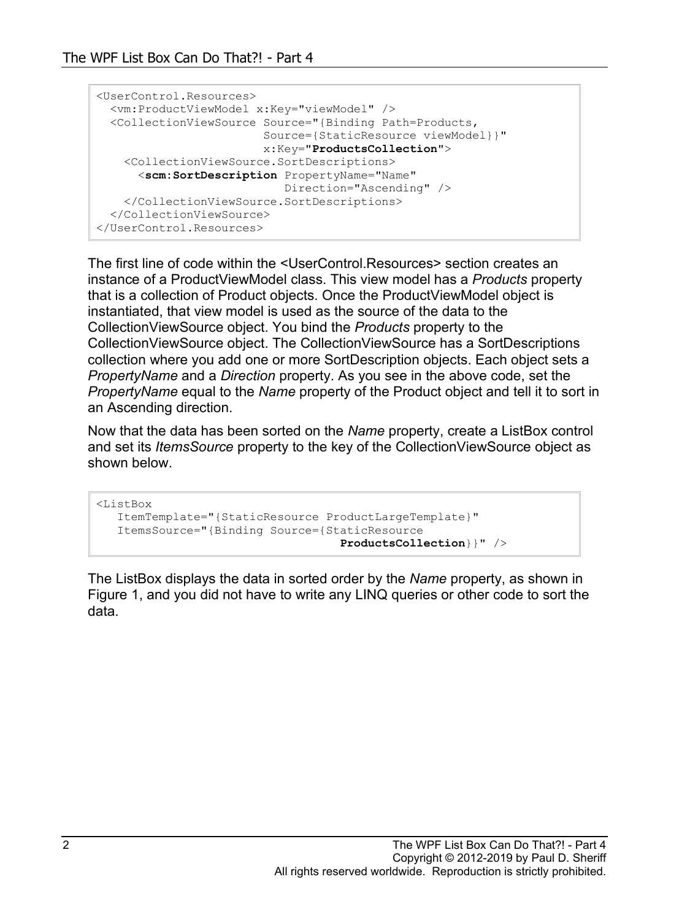```
<UserControl.Resources>
  <vm:ProductViewModel x:Key="viewModel" />
  <CollectionViewSource Source="{Binding Path=Products,
                        Source={StaticResource viewModel}}"
                        x:Key="ProductsCollection">
    <CollectionViewSource.SortDescriptions>
      <scm:SortDescription PropertyName="Name"
                           Direction="Ascending" />
    </CollectionViewSource.SortDescriptions>
  </CollectionViewSource>
</UserControl.Resources>
```

The first line of code within the <UserControl.Resources> section creates an instance of a ProductViewModel class. This view model has a *Products* property that is a collection of Product objects. Once the ProductViewModel object is instantiated, that view model is used as the source of the data to the CollectionViewSource object. You bind the *Products* property to the CollectionViewSource object. The CollectionViewSource has a SortDescriptions collection where you add one or more SortDescription objects. Each object sets a *PropertyName* and a *Direction* property. As you see in the above code, set the *PropertyName* equal to the *Name* property of the Product object and tell it to sort in an Ascending direction.

Now that the data has been sorted on the *Name* property, create a ListBox control and set its *ItemsSource* property to the key of the CollectionViewSource object as shown below.

```
<ListBox
   ItemTemplate="{StaticResource ProductLargeTemplate}"
   ItemsSource="{Binding Source={StaticResource
                                 ProductsCollection}}" />
```

The ListBox displays the data in sorted order by the *Name* property, as shown in Figure 1, and you did not have to write any LINQ queries or other code to sort the data.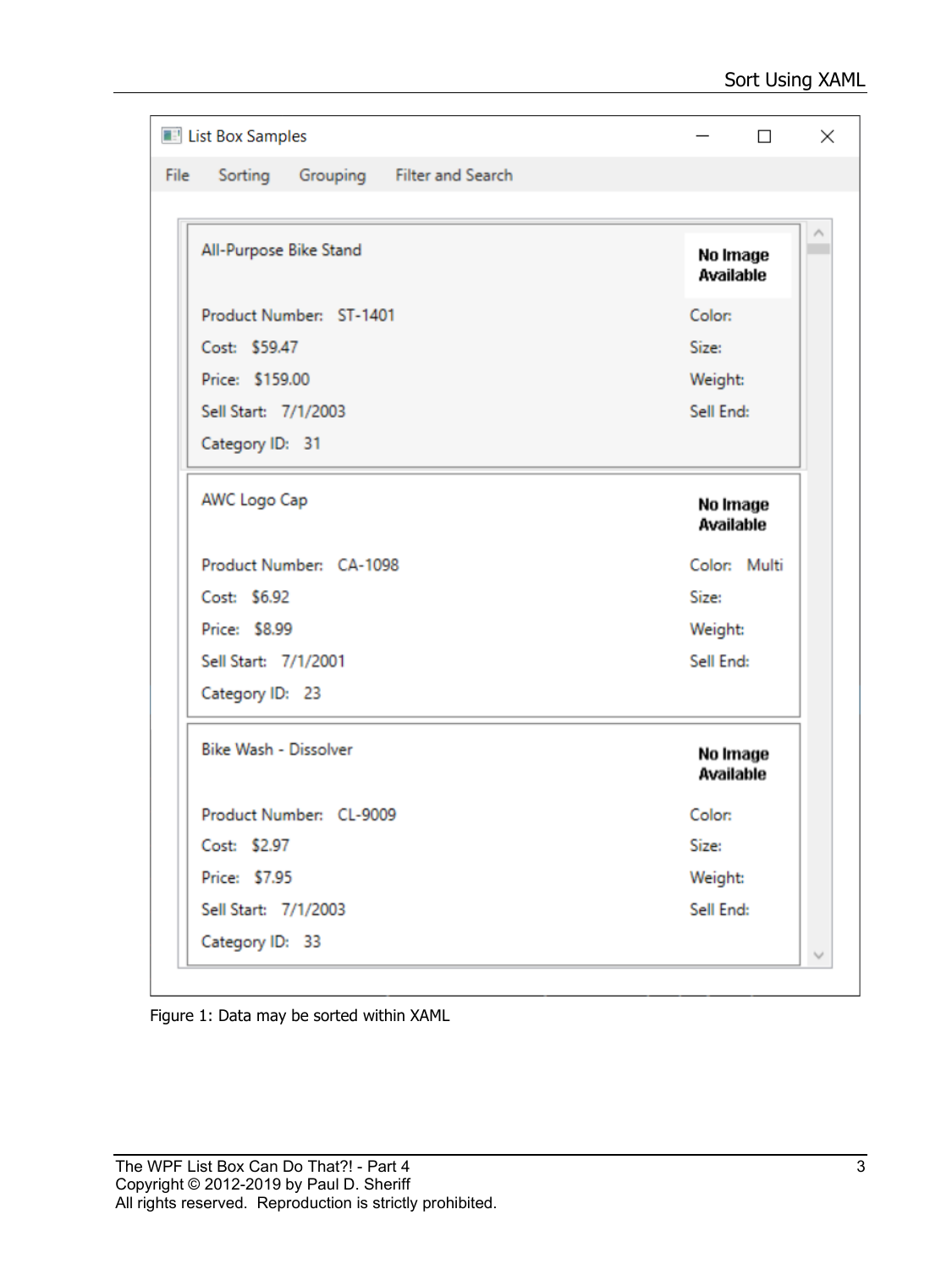List Box Samples

File Sorting Grouping Filter and Search

All-Purpose Bike Stand

No Image Available

Product Number: ST-1401

Cost: $59.47

Price: $159.00

Sell Start: 7/1/2003

Category ID: 31

Color:

Size:

Weight:

Sell End:

AWC Logo Cap

No Image Available

Product Number: CA-1098

Cost: $6.92

Price: $8.99

Sell Start: 7/1/2001

Category ID: 23

Color: Multi

Size:

Weight:

Sell End:

Bike Wash - Dissolver

No Image Available

Product Number: CL-9009

Cost: $2.97

Price: $7.95

Sell Start: 7/1/2003

Category ID: 33

Color:

Size:

Weight:

Sell End:

Figure 1: Data may be sorted within XAML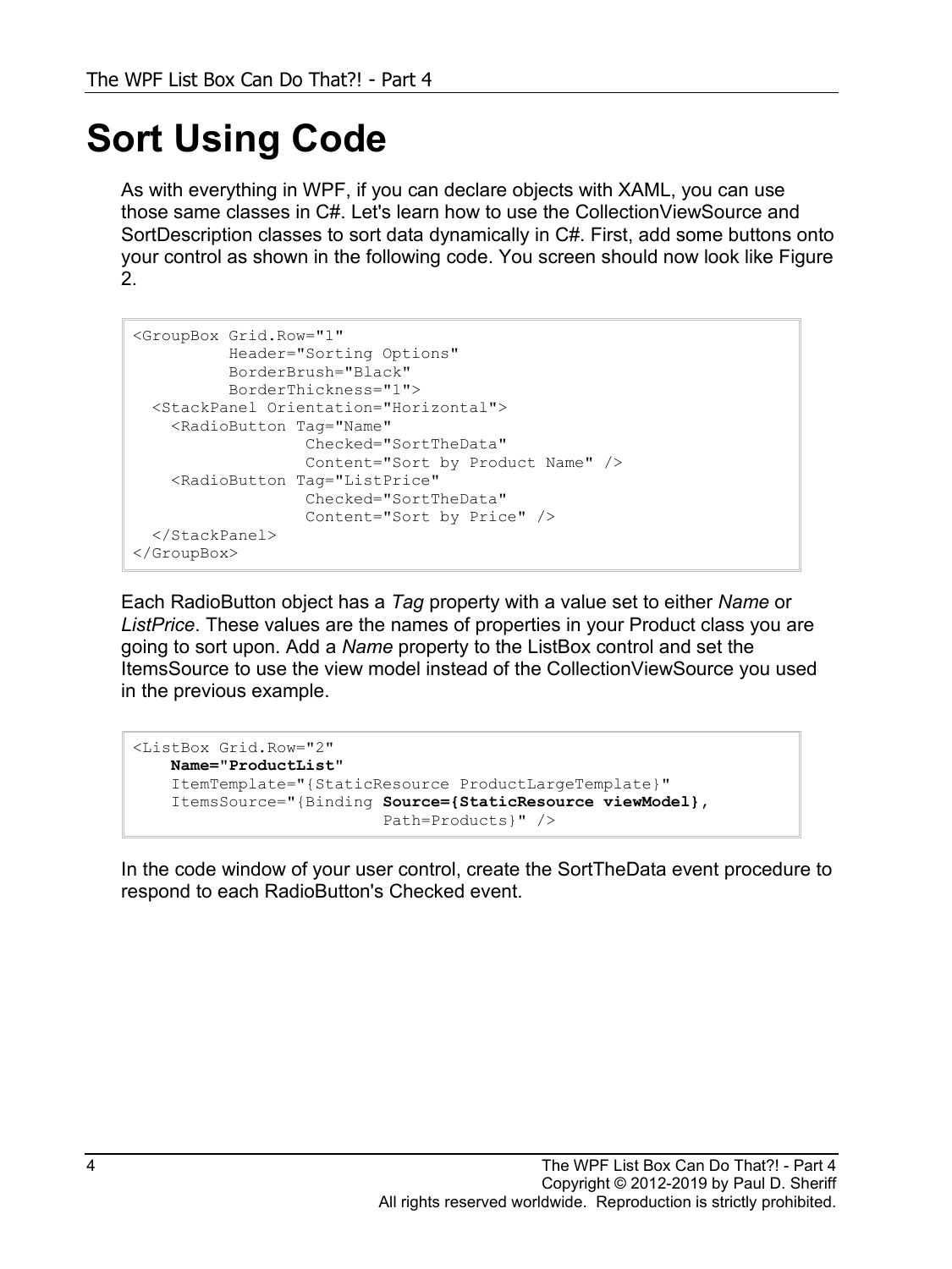# Sort Using Code

As with everything in WPF, if you can declare objects with XAML, you can use those same classes in C#. Let's learn how to use the CollectionViewSource and SortDescription classes to sort data dynamically in C#. First, add some buttons onto your control as shown in the following code. You screen should now look like Figure 2.

```
<GroupBox Grid.Row="1"
          Header="Sorting Options"
          BorderBrush="Black"
          BorderThickness="1">
  <StackPanel Orientation="Horizontal">
    <RadioButton Tag="Name"
                 Checked="SortTheData"
                 Content="Sort by Product Name" />
    <RadioButton Tag="ListPrice"
                 Checked="SortTheData"
                 Content="Sort by Price" />
  </StackPanel>
</GroupBox>
```

Each RadioButton object has a *Tag* property with a value set to either *Name* or *ListPrice*. These values are the names of properties in your Product class you are going to sort upon. Add a *Name* property to the ListBox control and set the ItemsSource to use the view model instead of the CollectionViewSource you used in the previous example.

```
<ListBox Grid.Row="2"
    Name="ProductList"
    ItemTemplate="{StaticResource ProductLargeTemplate}"
    ItemsSource="{Binding Source={StaticResource viewModel},
                          Path=Products}" />
```

In the code window of your user control, create the SortTheData event procedure to respond to each RadioButton's Checked event.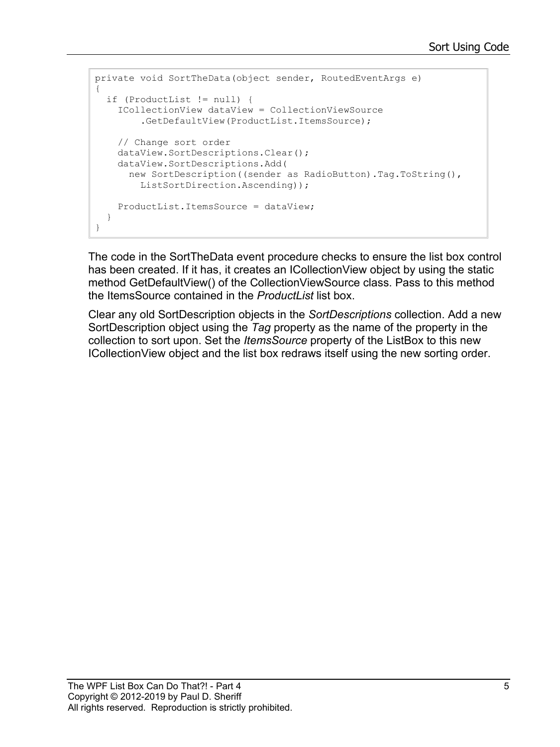```
private void SortTheData(object sender, RoutedEventArgs e)
{
  if (ProductList != null) {
    ICollectionView dataView = CollectionViewSource
        .GetDefaultView(ProductList.ItemsSource);

    // Change sort order
    dataView.SortDescriptions.Clear();
    dataView.SortDescriptions.Add(
      new SortDescription((sender as RadioButton).Tag.ToString(),
        ListSortDirection.Ascending));

    ProductList.ItemsSource = dataView;
  }
}
```

The code in the SortTheData event procedure checks to ensure the list box control has been created. If it has, it creates an ICollectionView object by using the static method GetDefaultView() of the CollectionViewSource class. Pass to this method the ItemsSource contained in the *ProductList* list box.

Clear any old SortDescription objects in the *SortDescriptions* collection. Add a new SortDescription object using the *Tag* property as the name of the property in the collection to sort upon. Set the *ItemsSource* property of the ListBox to this new ICollectionView object and the list box redraws itself using the new sorting order.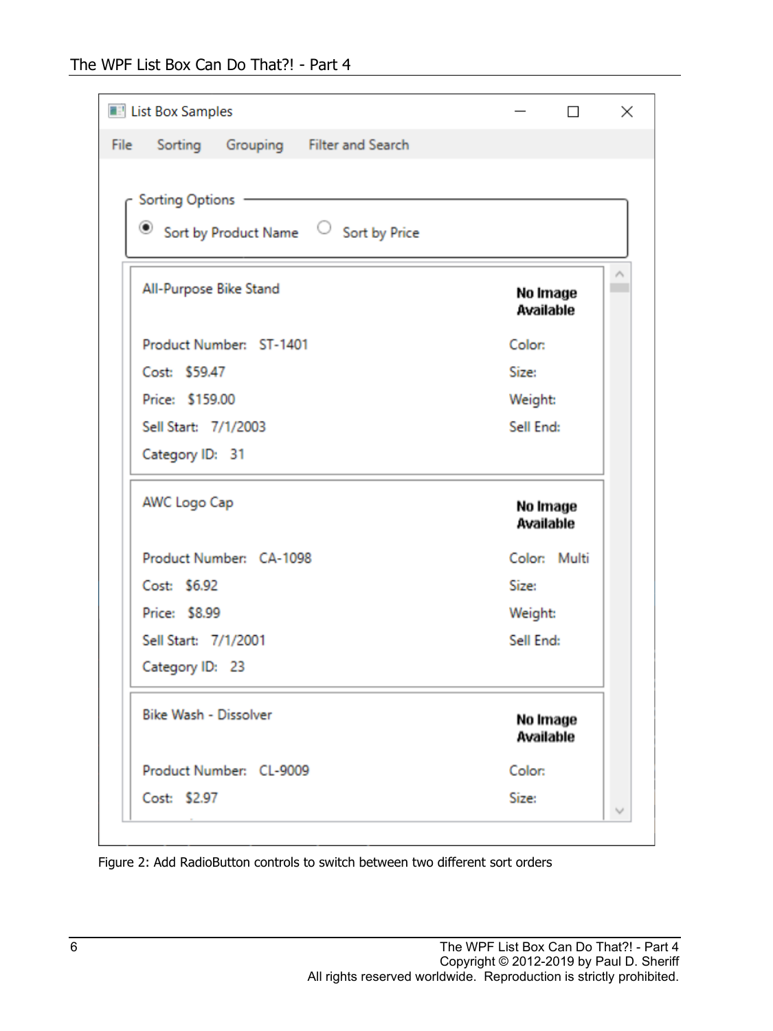Figure 2: Add RadioButton controls to switch between two different sort orders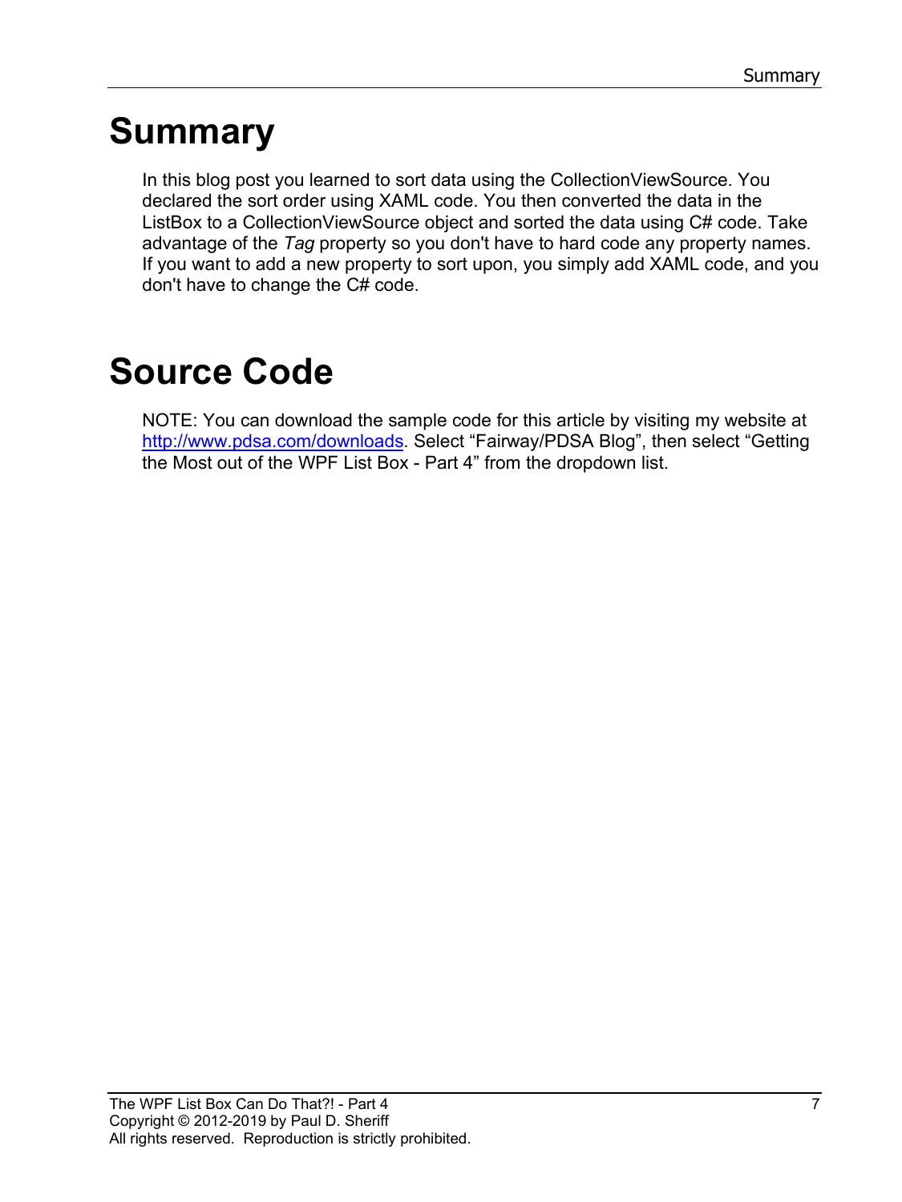# Summary

In this blog post you learned to sort data using the CollectionViewSource. You declared the sort order using XAML code. You then converted the data in the ListBox to a CollectionViewSource object and sorted the data using C# code. Take advantage of the *Tag* property so you don't have to hard code any property names. If you want to add a new property to sort upon, you simply add XAML code, and you don't have to change the C# code.

# Source Code

NOTE: You can download the sample code for this article by visiting my website at [http://www.pdsa.com/downloads](http://www.pdsa.com/downloads). Select “Fairway/PDSA Blog”, then select “Getting the Most out of the WPF List Box - Part 4” from the dropdown list.